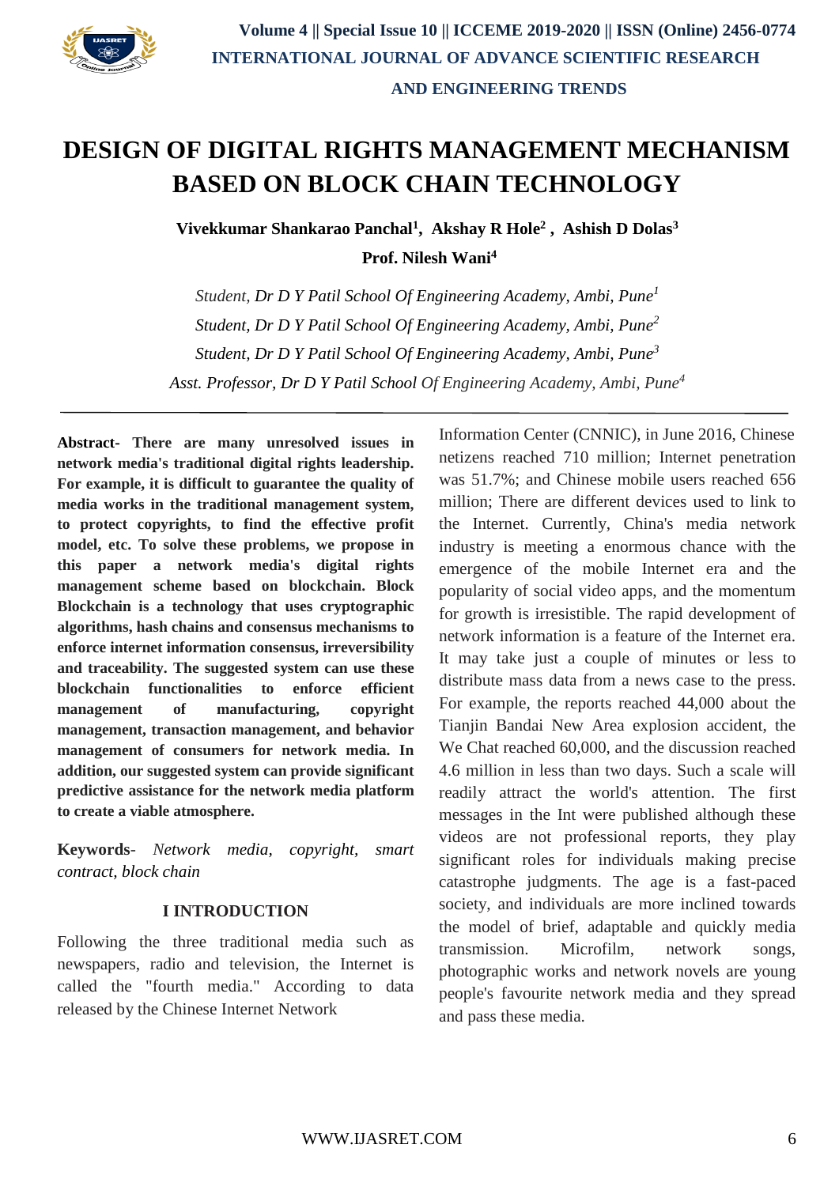# DESIGN OF DIGITAL RIGHTS MANAGEMENT MECHANISM BASED ON BLOCK CHAIN TECHNOLOGY

**Vivekkumar Shankarao Panchal[1], Akshay R Hole[2], Ashish D Dolas[3]**

**Prof. Nilesh Wani[4]**

*Student, Dr D Y Patil School Of Engineering Academy, Ambi, Pune[1]*

*Student, Dr D Y Patil School Of Engineering Academy, Ambi, Pune[2]*

*Student, Dr D Y Patil School Of Engineering Academy, Ambi, Pune[3]*

*Asst. Professor, Dr D Y Patil School Of Engineering Academy, Ambi, Pune[4]*

---

**Abstract- There are many unresolved issues in network media's traditional digital rights leadership. For example, it is difficult to guarantee the quality of media works in the traditional management system, to protect copyrights, to find the effective profit model, etc. To solve these problems, we propose in this paper a network media's digital rights management scheme based on blockchain. Block Blockchain is a technology that uses cryptographic algorithms, hash chains and consensus mechanisms to enforce internet information consensus, irreversibility and traceability. The suggested system can use these blockchain functionalities to enforce efficient management of manufacturing, copyright management, transaction management, and behavior management of consumers for network media. In addition, our suggested system can provide significant predictive assistance for the network media platform to create a viable atmosphere.**

**Keywords**- *Network media, copyright, smart contract, block chain*

## I INTRODUCTION

Following the three traditional media such as newspapers, radio and television, the Internet is called the "fourth media." According to data released by the Chinese Internet Network Information Center (CNNIC), in June 2016, Chinese netizens reached 710 million; Internet penetration was 51.7%; and Chinese mobile users reached 656 million; There are different devices used to link to the Internet. Currently, China's media network industry is meeting a enormous chance with the emergence of the mobile Internet era and the popularity of social video apps, and the momentum for growth is irresistible. The rapid development of network information is a feature of the Internet era. It may take just a couple of minutes or less to distribute mass data from a news case to the press. For example, the reports reached 44,000 about the Tianjin Bandai New Area explosion accident, the We Chat reached 60,000, and the discussion reached 4.6 million in less than two days. Such a scale will readily attract the world's attention. The first messages in the Int were published although these videos are not professional reports, they play significant roles for individuals making precise catastrophe judgments. The age is a fast-paced society, and individuals are more inclined towards the model of brief, adaptable and quickly media transmission. Microfilm, network songs, photographic works and network novels are young people's favourite network media and they spread and pass these media.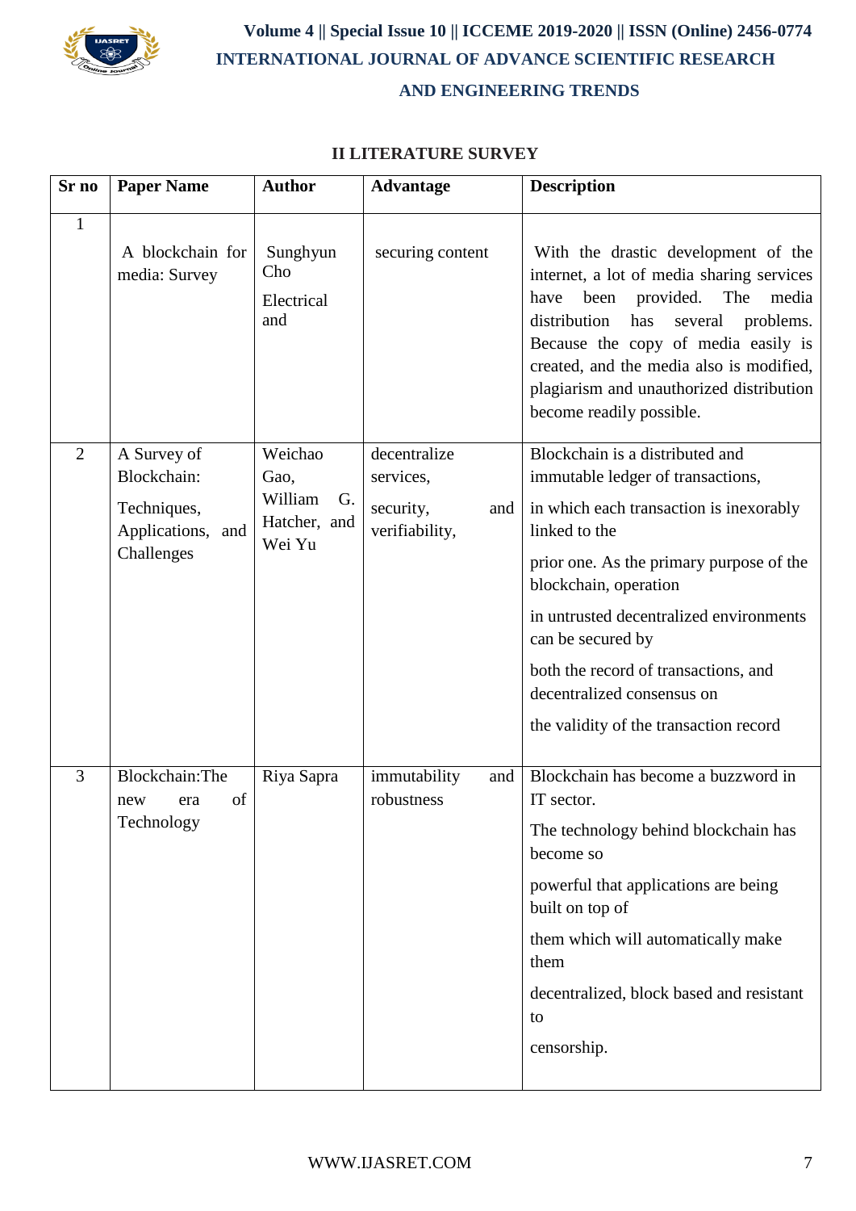## II LITERATURE SURVEY

| Sr no | Paper Name | Author | Advantage | Description |
|---|---|---|---|---|
| 1 | A blockchain for media: Survey | Sunghyun Cho Electrical and | securing content | With the drastic development of the internet, a lot of media sharing services have been provided. The media distribution has several problems. Because the copy of media easily is created, and the media also is modified, plagiarism and unauthorized distribution become readily possible. |
| 2 | A Survey of Blockchain: Techniques, Applications, and Challenges | Weichao Gao, William G. Hatcher, and Wei Yu | decentralize services, security, and verifiability, | Blockchain is a distributed and immutable ledger of transactions, in which each transaction is inexorably linked to the prior one. As the primary purpose of the blockchain, operation in untrusted decentralized environments can be secured by both the record of transactions, and decentralized consensus on the validity of the transaction record |
| 3 | Blockchain:The new era of Technology | Riya Sapra | immutability and robustness | Blockchain has become a buzzword in IT sector. The technology behind blockchain has become so powerful that applications are being built on top of them which will automatically make them decentralized, block based and resistant to censorship. |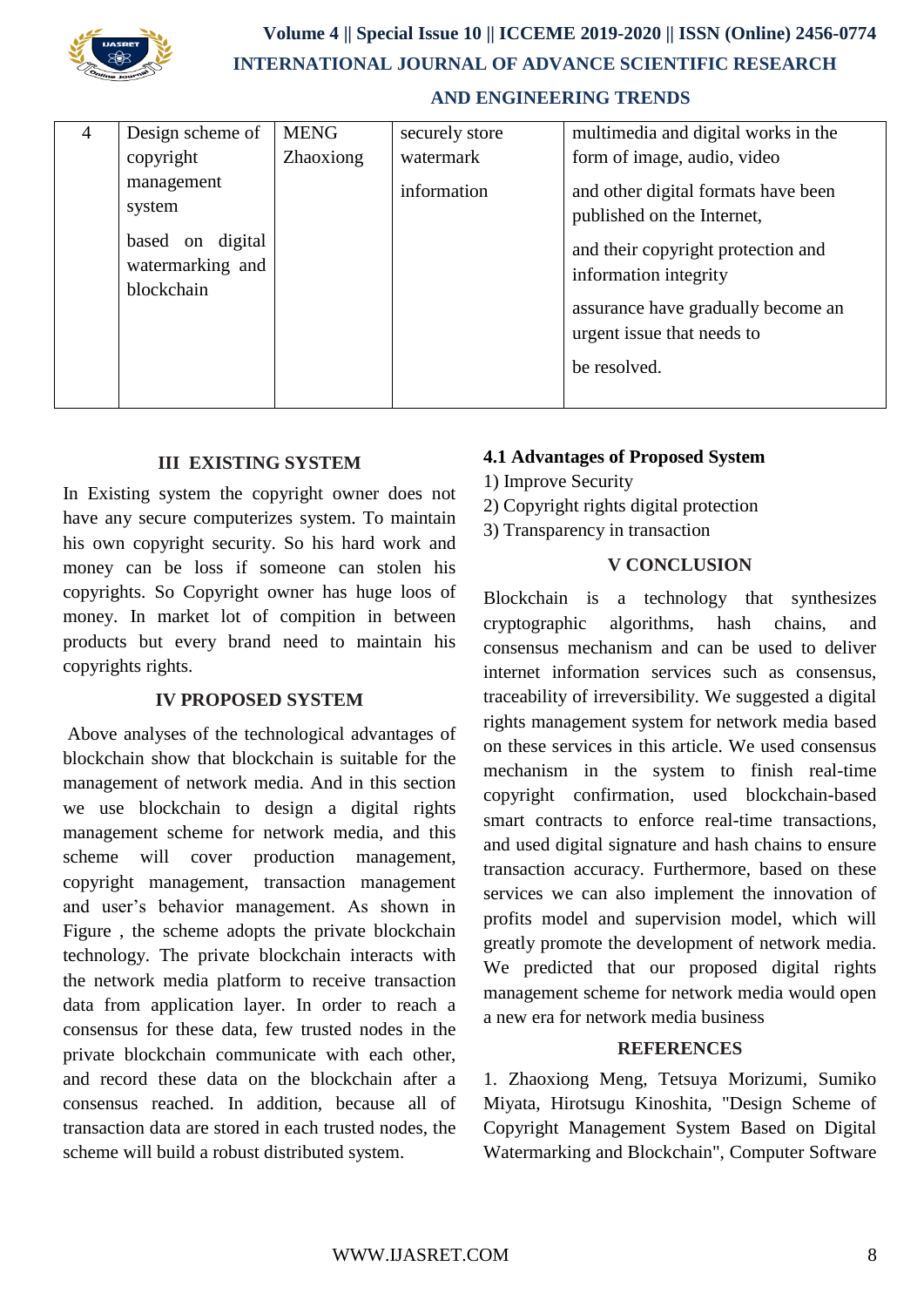| 4 | Design scheme of copyright management system based on digital watermarking and blockchain | MENG Zhaoxiong | securely store watermark information | multimedia and digital works in the form of image, audio, video and other digital formats have been published on the Internet, and their copyright protection and information integrity assurance have gradually become an urgent issue that needs to be resolved. |
|---|---|---|---|---|

## III EXISTING SYSTEM

In Existing system the copyright owner does not have any secure computerizes system. To maintain his own copyright security. So his hard work and money can be loss if someone can stolen his copyrights. So Copyright owner has huge loos of money. In market lot of compition in between products but every brand need to maintain his copyrights rights.

## IV PROPOSED SYSTEM

Above analyses of the technological advantages of blockchain show that blockchain is suitable for the management of network media. And in this section we use blockchain to design a digital rights management scheme for network media, and this scheme will cover production management, copyright management, transaction management and user's behavior management. As shown in Figure , the scheme adopts the private blockchain technology. The private blockchain interacts with the network media platform to receive transaction data from application layer. In order to reach a consensus for these data, few trusted nodes in the private blockchain communicate with each other, and record these data on the blockchain after a consensus reached. In addition, because all of transaction data are stored in each trusted nodes, the scheme will build a robust distributed system.

### 4.1 Advantages of Proposed System

1) Improve Security
2) Copyright rights digital protection
3) Transparency in transaction

## V CONCLUSION

Blockchain is a technology that synthesizes cryptographic algorithms, hash chains, and consensus mechanism and can be used to deliver internet information services such as consensus, traceability of irreversibility. We suggested a digital rights management system for network media based on these services in this article. We used consensus mechanism in the system to finish real-time copyright confirmation, used blockchain-based smart contracts to enforce real-time transactions, and used digital signature and hash chains to ensure transaction accuracy. Furthermore, based on these services we can also implement the innovation of profits model and supervision model, which will greatly promote the development of network media. We predicted that our proposed digital rights management scheme for network media would open a new era for network media business

## REFERENCES

1. Zhaoxiong Meng, Tetsuya Morizumi, Sumiko Miyata, Hirotsugu Kinoshita, "Design Scheme of Copyright Management System Based on Digital Watermarking and Blockchain", Computer Software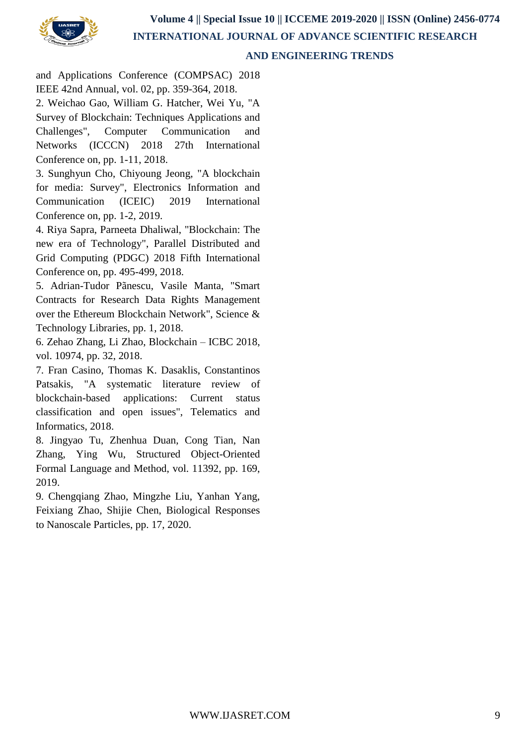and Applications Conference (COMPSAC) 2018 IEEE 42nd Annual, vol. 02, pp. 359-364, 2018.

2. Weichao Gao, William G. Hatcher, Wei Yu, "A Survey of Blockchain: Techniques Applications and Challenges", Computer Communication and Networks (ICCCN) 2018 27th International Conference on, pp. 1-11, 2018.

3. Sunghyun Cho, Chiyoung Jeong, "A blockchain for media: Survey", Electronics Information and Communication (ICEIC) 2019 International Conference on, pp. 1-2, 2019.

4. Riya Sapra, Parneeta Dhaliwal, "Blockchain: The new era of Technology", Parallel Distributed and Grid Computing (PDGC) 2018 Fifth International Conference on, pp. 495-499, 2018.

5. Adrian-Tudor Pãnescu, Vasile Manta, "Smart Contracts for Research Data Rights Management over the Ethereum Blockchain Network", Science & Technology Libraries, pp. 1, 2018.

6. Zehao Zhang, Li Zhao, Blockchain – ICBC 2018, vol. 10974, pp. 32, 2018.

7. Fran Casino, Thomas K. Dasaklis, Constantinos Patsakis, "A systematic literature review of blockchain-based applications: Current status classification and open issues", Telematics and Informatics, 2018.

8. Jingyao Tu, Zhenhua Duan, Cong Tian, Nan Zhang, Ying Wu, Structured Object-Oriented Formal Language and Method, vol. 11392, pp. 169, 2019.

9. Chengqiang Zhao, Mingzhe Liu, Yanhan Yang, Feixiang Zhao, Shijie Chen, Biological Responses to Nanoscale Particles, pp. 17, 2020.